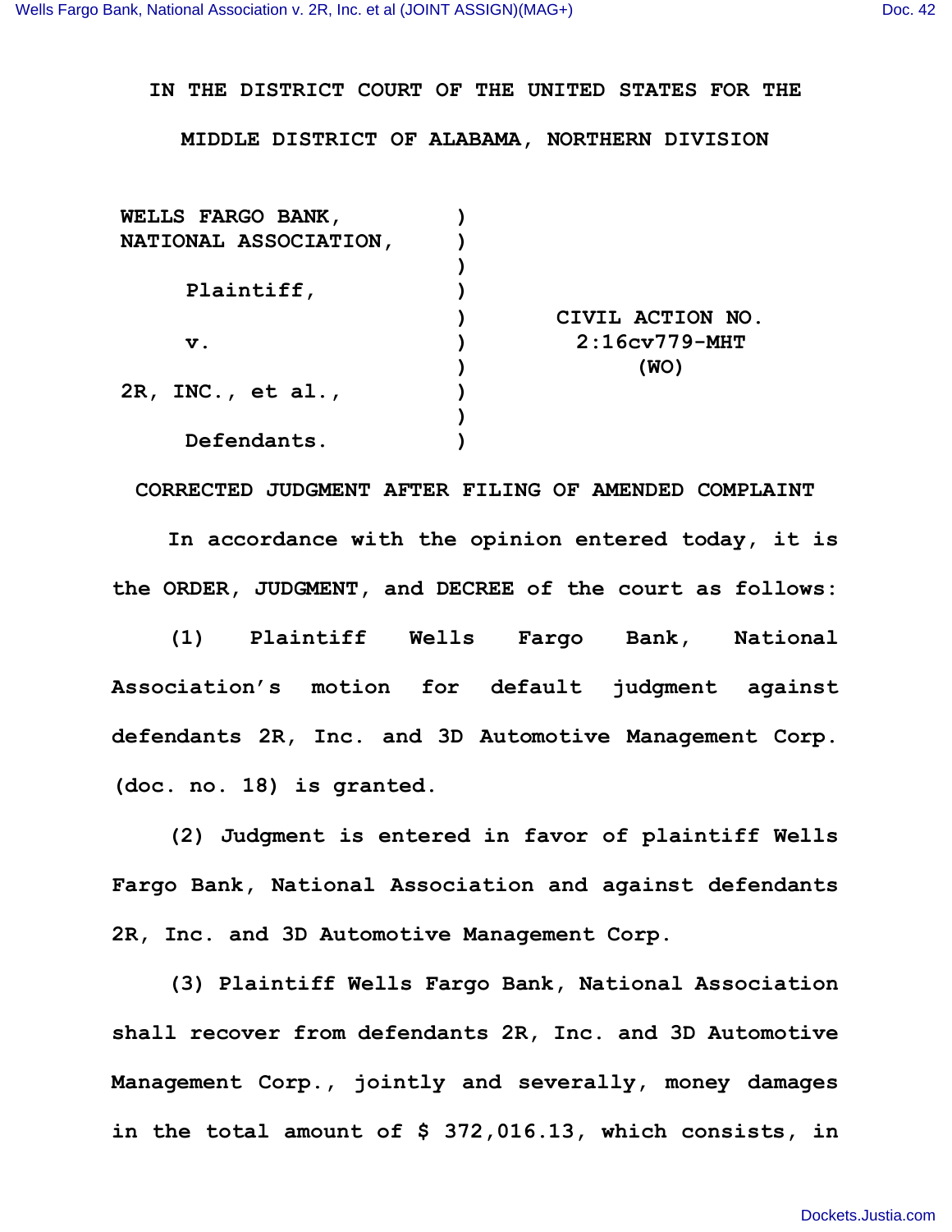IN THE DISTRICT COURT OF THE UNITED STATES FOR THE MIDDLE DISTRICT OF ALABAMA, NORTHERN DIVISION

| | | |
|---|---|---|
| WELLS FARGO BANK, NATIONAL ASSOCIATION, | ) | |
| Plaintiff, | ) | CIVIL ACTION NO. 2:16cv779-MHT (WO) |
| v. | ) | |
| 2R, INC., et al., | ) | |
| Defendants. | ) | |

**CORRECTED JUDGMENT AFTER FILING OF AMENDED COMPLAINT**

In accordance with the opinion entered today, it is the ORDER, JUDGMENT, and DECREE of the court as follows:

(1) Plaintiff Wells Fargo Bank, National Association's motion for default judgment against defendants 2R, Inc. and 3D Automotive Management Corp. (doc. no. 18) is granted.

(2) Judgment is entered in favor of plaintiff Wells Fargo Bank, National Association and against defendants 2R, Inc. and 3D Automotive Management Corp.

(3) Plaintiff Wells Fargo Bank, National Association shall recover from defendants 2R, Inc. and 3D Automotive Management Corp., jointly and severally, money damages in the total amount of $ 372,016.13, which consists, in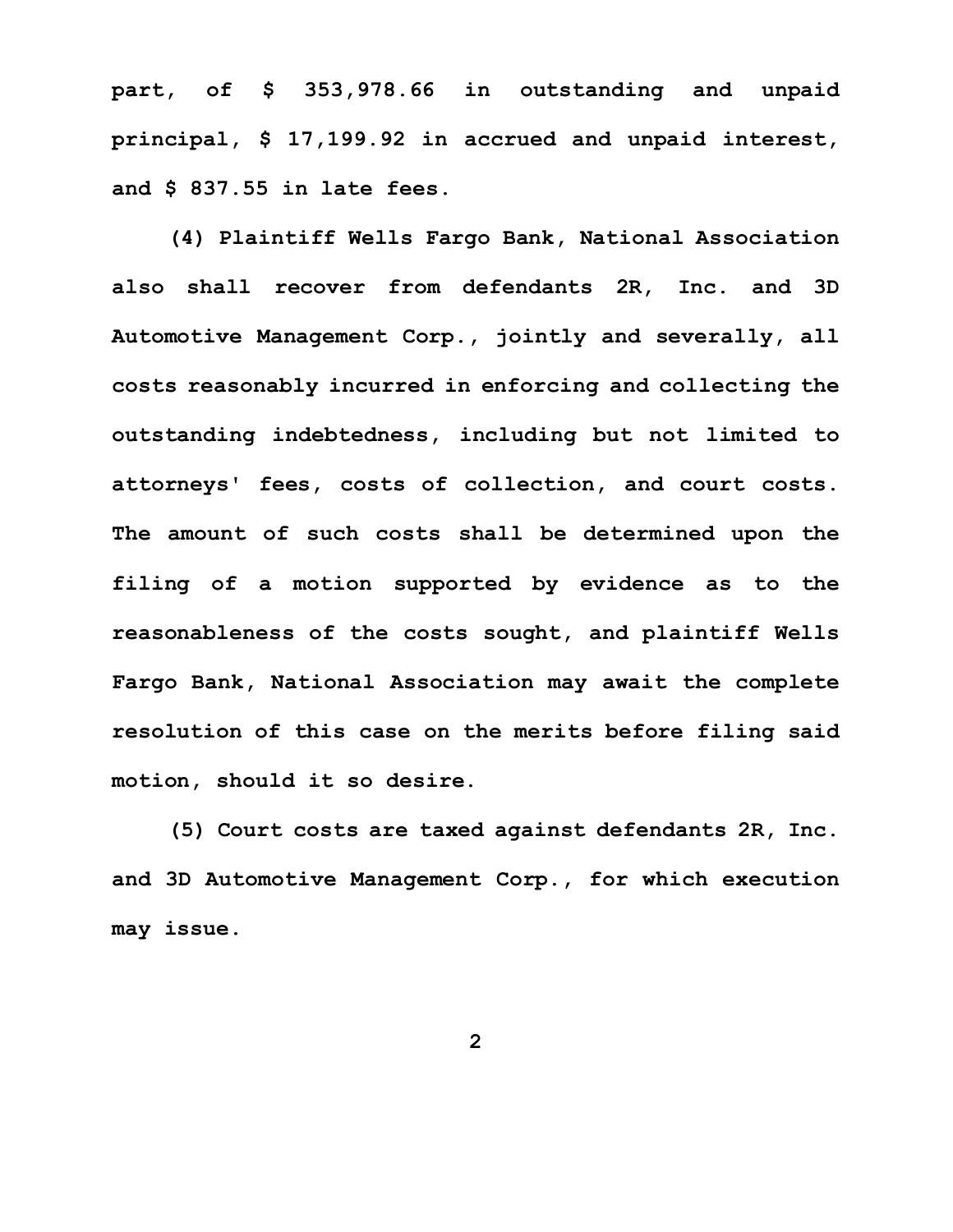part, of $ 353,978.66 in outstanding and unpaid principal, $ 17,199.92 in accrued and unpaid interest, and $ 837.55 in late fees.

(4) Plaintiff Wells Fargo Bank, National Association also shall recover from defendants 2R, Inc. and 3D Automotive Management Corp., jointly and severally, all costs reasonably incurred in enforcing and collecting the outstanding indebtedness, including but not limited to attorneys' fees, costs of collection, and court costs. The amount of such costs shall be determined upon the filing of a motion supported by evidence as to the reasonableness of the costs sought, and plaintiff Wells Fargo Bank, National Association may await the complete resolution of this case on the merits before filing said motion, should it so desire.

(5) Court costs are taxed against defendants 2R, Inc. and 3D Automotive Management Corp., for which execution may issue.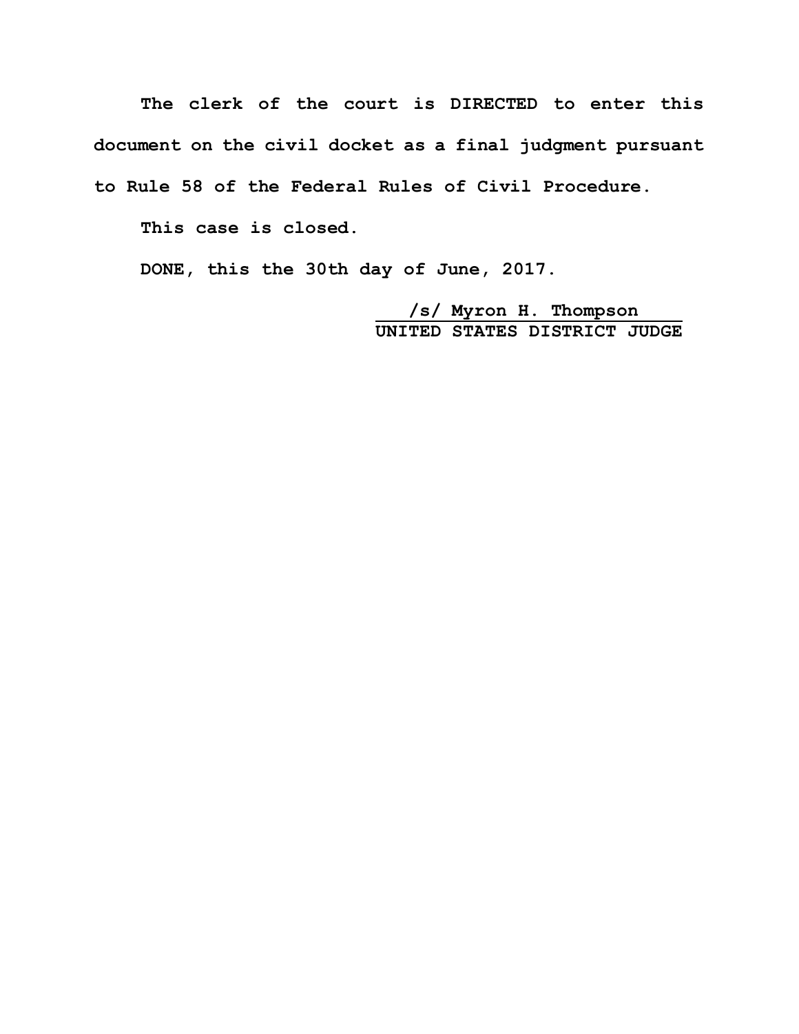**The clerk of the court is DIRECTED to enter this document on the civil docket as a final judgment pursuant to Rule 58 of the Federal Rules of Civil Procedure.**

**This case is closed.**

**DONE, this the 30th day of June, 2017.**

**/s/ Myron H. Thompson**
**UNITED STATES DISTRICT JUDGE**